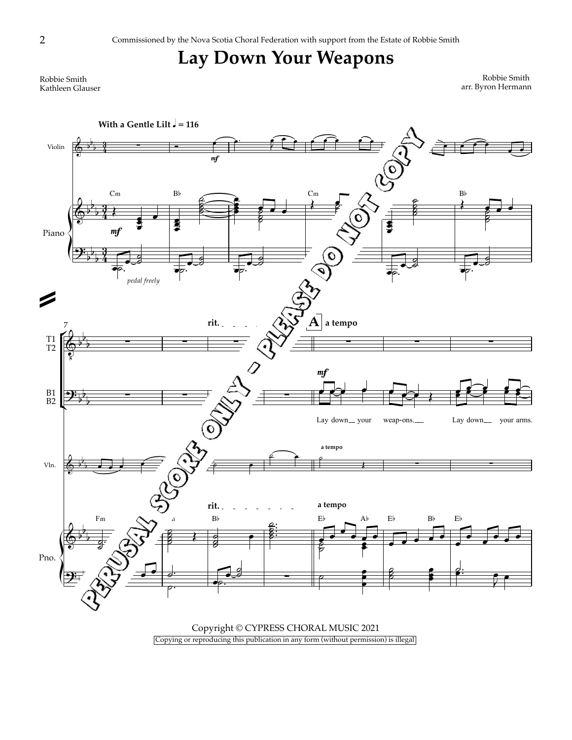Commissioned by the Nova Scotia Choral Federation with support from the Estate of Robbie Smith

# Lay Down Your Weapons

Robbie Smith
Kathleen Glauser

Robbie Smith
arr. Byron Hermann

Copyright © CYPRESS CHORAL MUSIC 2021

Copying or reproducing this publication in any form (without permission) is illegal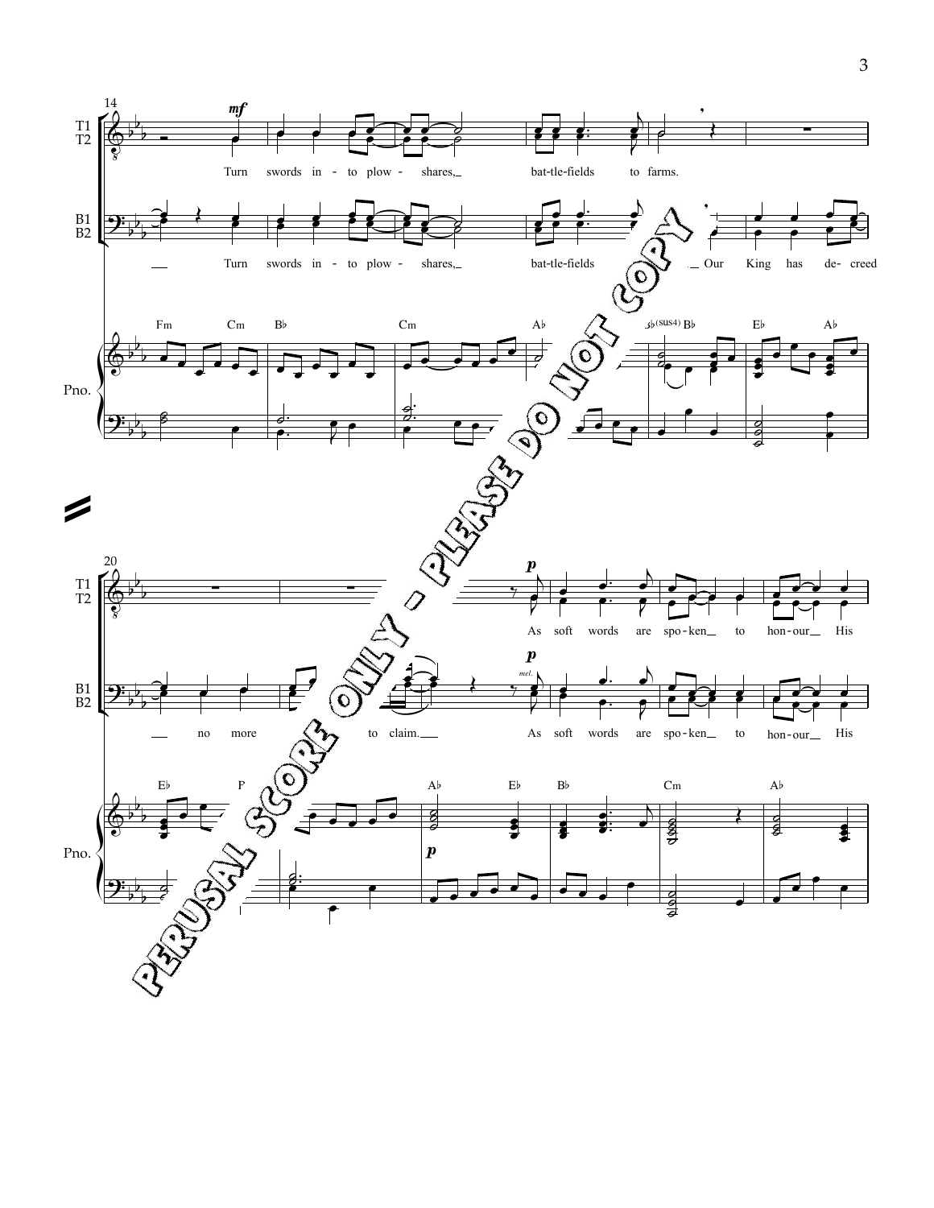14

T1
T2

*mf*

Turn swords in - to plow - shares, bat - tle - fields to farms.

B1
B2

Turn swords in - to plow - shares, bat - tle - fields Our King has de - creed

Fm Cm B♭ Cm A♭ (sus4) B♭ E♭ A♭

Pno.

PERUSAL SCORE ONLY - PLEASE DO NOT COPY

20

T1
T2

*p*

As soft words are spo - ken to hon - our His

B1
B2

no more to claim. *p* *mel.* As soft words are spo - ken to hon - our His

E♭ A♭ E♭ B♭ Cm A♭

Pno.

*p*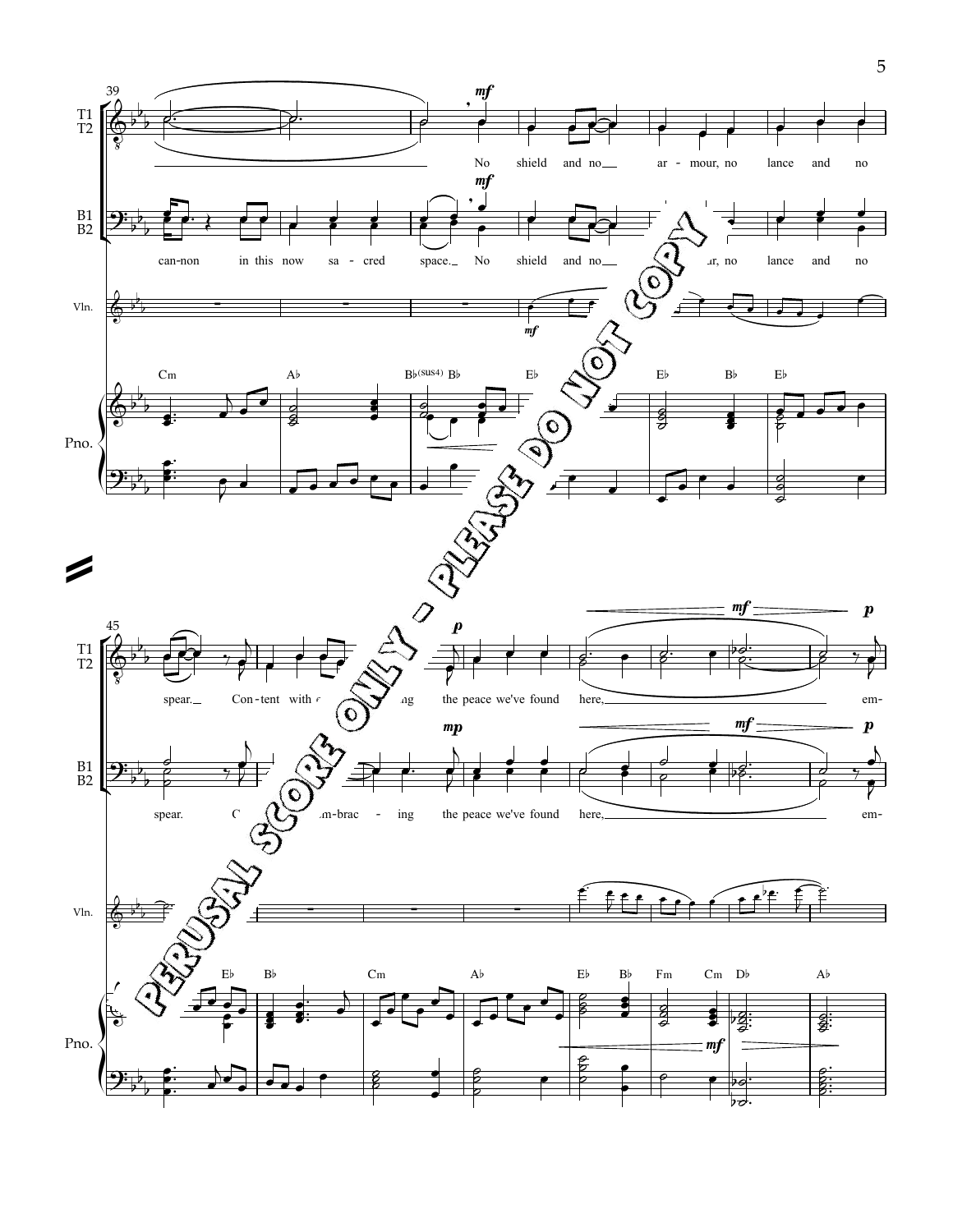PERUSAL SCORE ONLY - PLEASE DO NOT COPY

T1 T2: No shield and no ar - mour, no lance and no spear. Con - tent with e - m-brac - ing the peace we've found here, em-

B1 B2: can-non in this now sa - cred space. No shield and no ar - mour, no lance and no spear. Con - tent em-brac - ing the peace we've found here, em-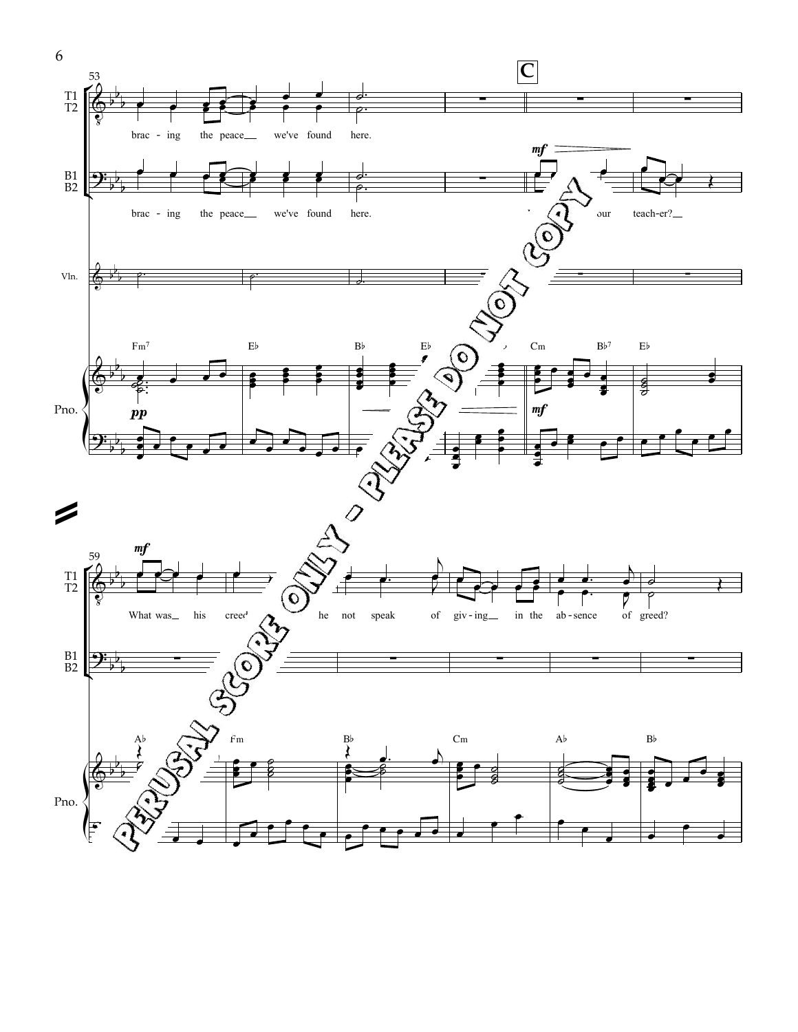**C**

T1/T2: brac - ing the peace__ we've found here.

B1/B2: brac - ing the peace__ we've found here. ... our teach-er?__

T1/T2 (m. 59): What was__ his creed ... he not speak of giv - ing__ in the ab - sence of greed?

Pno. chords: Fm7, E♭, B♭, E♭, Cm, B♭7, E♭, A♭, Fm, B♭, Cm, A♭, B♭

PERUSAL SCORE ONLY - PLEASE DO NOT COPY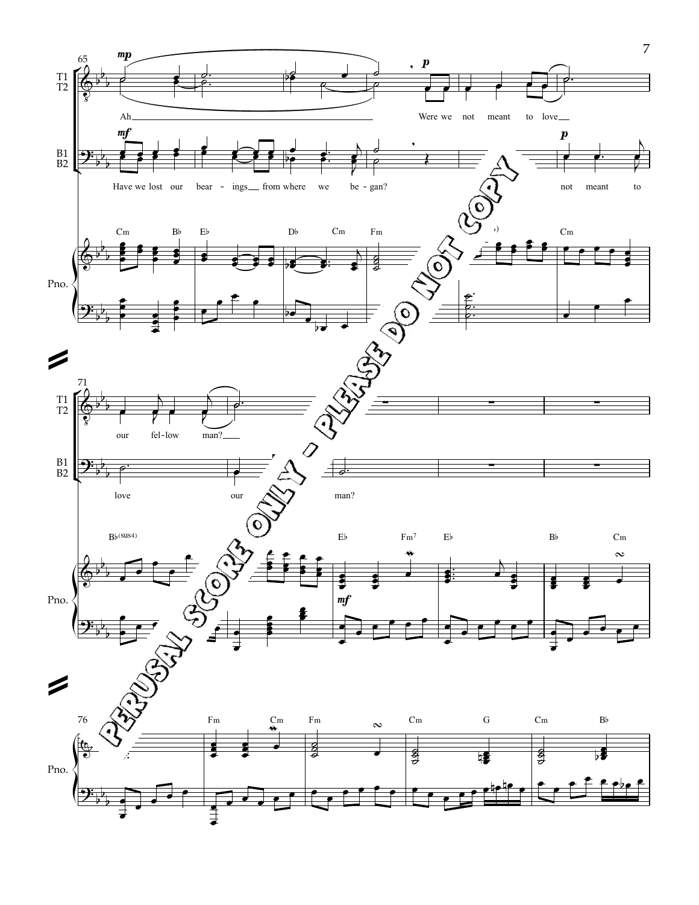65

T1
T2

*mp*

Ah

*p*

Were we not meant to love

B1
B2

*mf*

Have we lost our bear - ings from where we be - gan?

*p*

not meant to

Pno.

Cm Bb Eb Db Cm Fm Cm

71

T1
T2

our fel-low man?

B1
B2

love our man?

Pno.

Bb(sus4) Eb Fm7 Eb Bb Cm

*mf*

PERUSAL SCORE ONLY - PLEASE DO NOT COPY

76

Pno.

Fm Cm Fm Cm G Cm Bb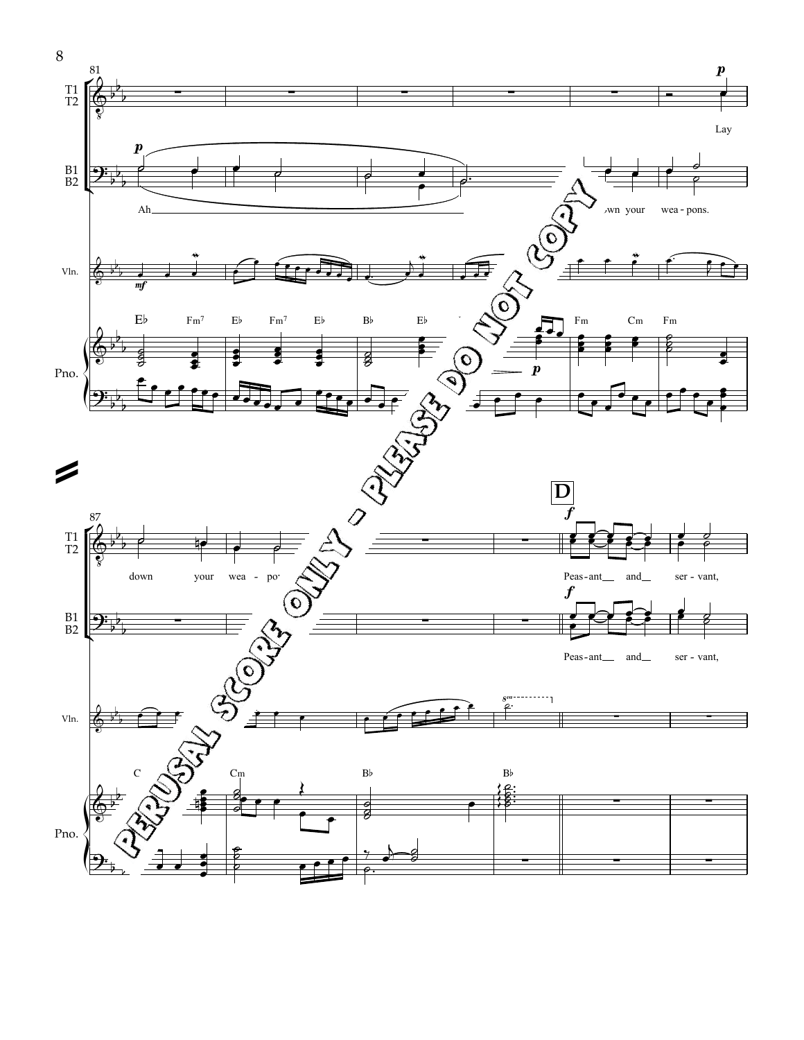81

T1
T2

**p**

Lay

B1
B2

**p**

Ah

...own your wea - pons.

Vln.

*mf*

E♭ Fm⁷ E♭ Fm⁷ E♭ B♭ E♭ Fm Cm Fm

Pno.

**p**

87

T1
T2

down your wea - po...

**D**

**f**

Peas - ant and ser - vant,

B1
B2

**f**

Peas - ant and ser - vant,

Vln.

8va

C Cm B♭ B♭

Pno.

PERUSAL SCORE ONLY - PLEASE DO NOT COPY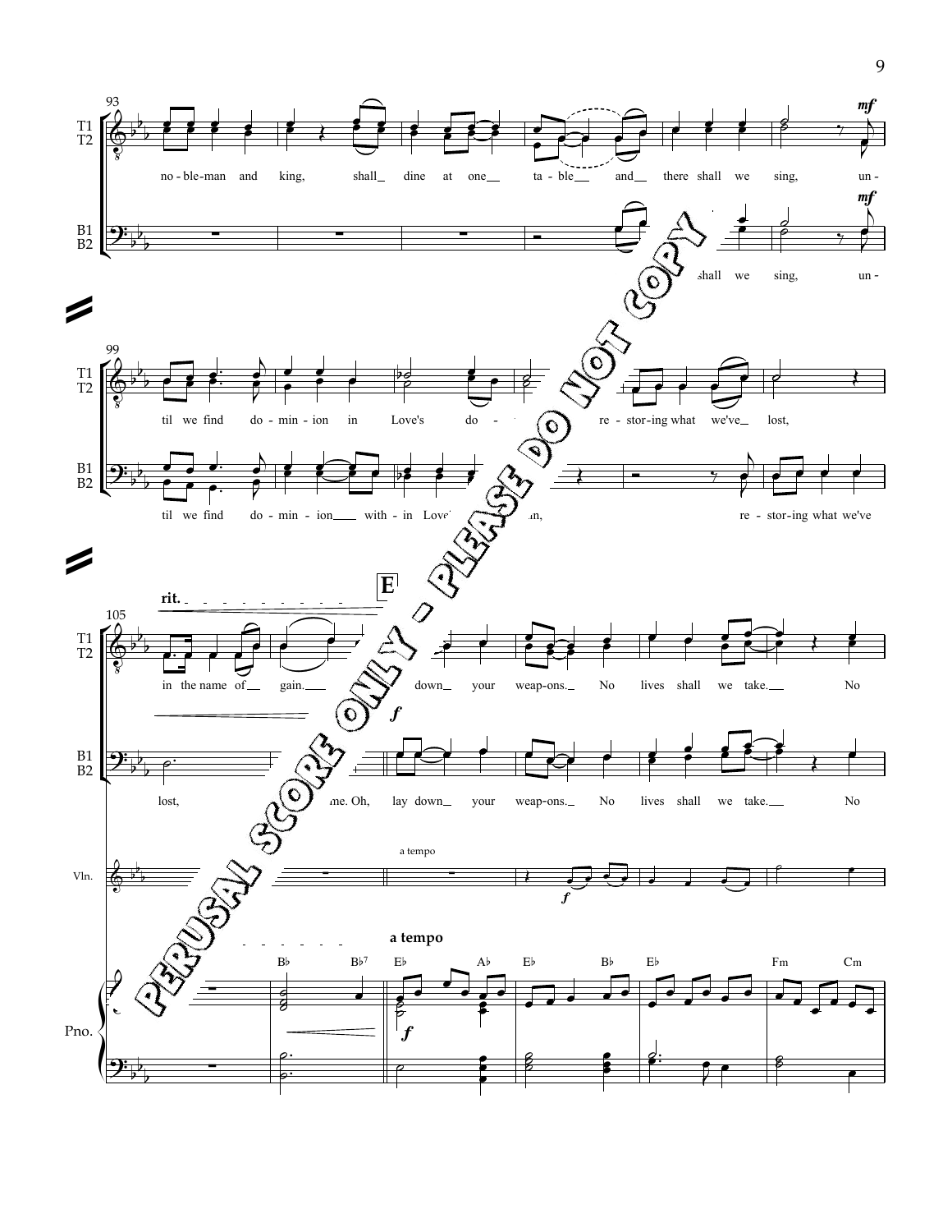**93**

T1 T2: no - ble-man and king, shall dine at one ta - ble and there shall we sing, *mf* un -

B1 B2: shall we sing, *mf* un -

**99**

T1 T2: til we find do - min - ion in Love's do - ... re - stor-ing what we've lost,

B1 B2: til we find do - min - ion with - in Love' ... n, re - stor-ing what we've

**105** **rit.** **E**

T1 T2: in the name of gain. ... *f* down your weap-ons. No lives shall we take. No

B1 B2: lost, ... me. Oh, lay down your weap-ons. No lives shall we take. No

Vln.: a tempo *f*

Pno.: **a tempo** Bb Bb7 Eb Ab Eb Bb Eb Fm Cm *f*

PERUSAL SCORE ONLY - PLEASE DO NOT COPY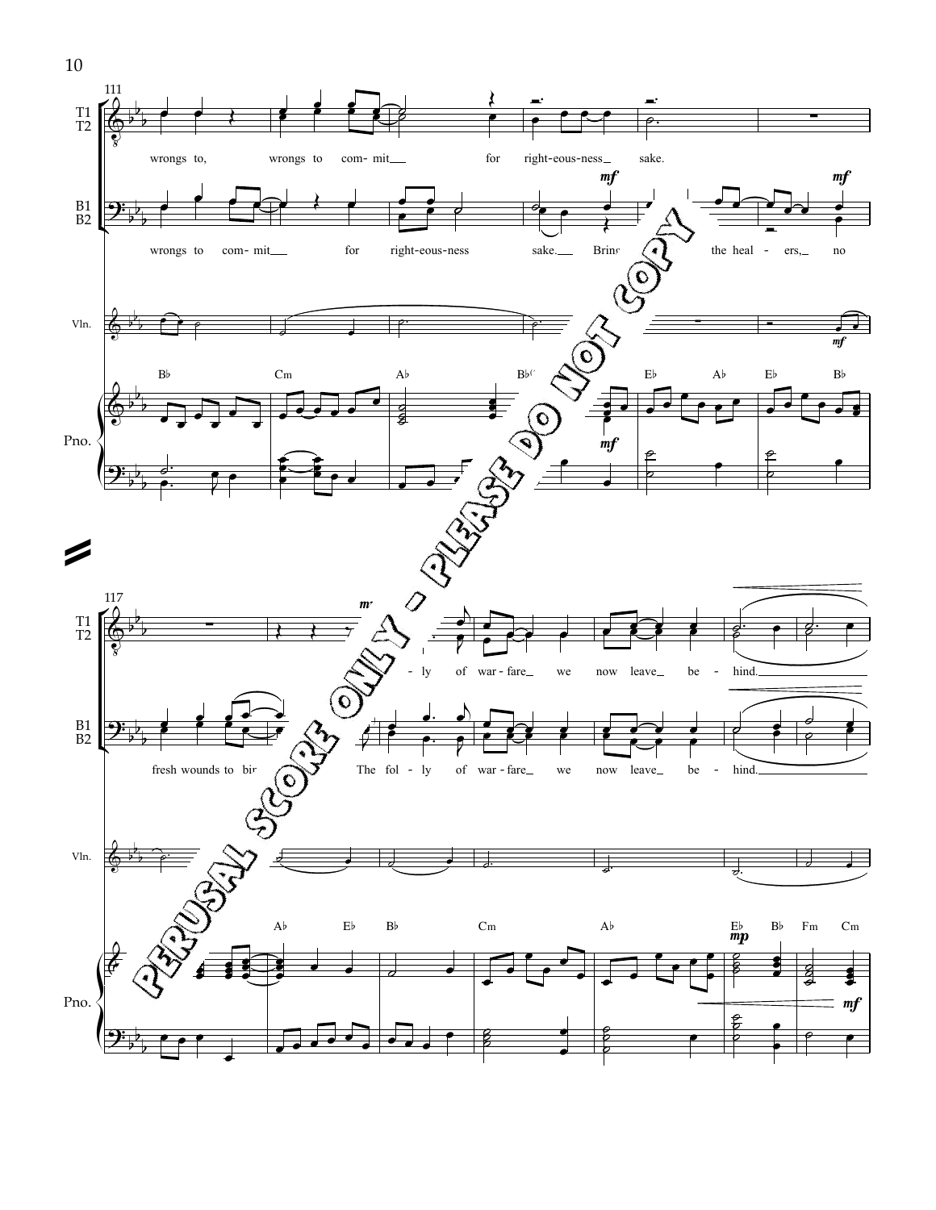T1 T2

wrongs to, wrongs to com- mit for right-eous-ness sake.

B1 B2

wrongs to com- mit for right-eous-ness sake. Bring the heal - ers, no

Vln.

Pno.

Bb Cm Ab Bb Eb Ab Eb Bb

T1 T2

ly of war-fare we now leave be - hind.

B1 B2

fresh wounds to The fol - ly of war-fare we now leave be - hind.

Vln.

Pno.

Ab Eb Bb Cm Ab Eb Bb Fm Cm

PERUSAL SCORE ONLY - PLEASE DO NOT COPY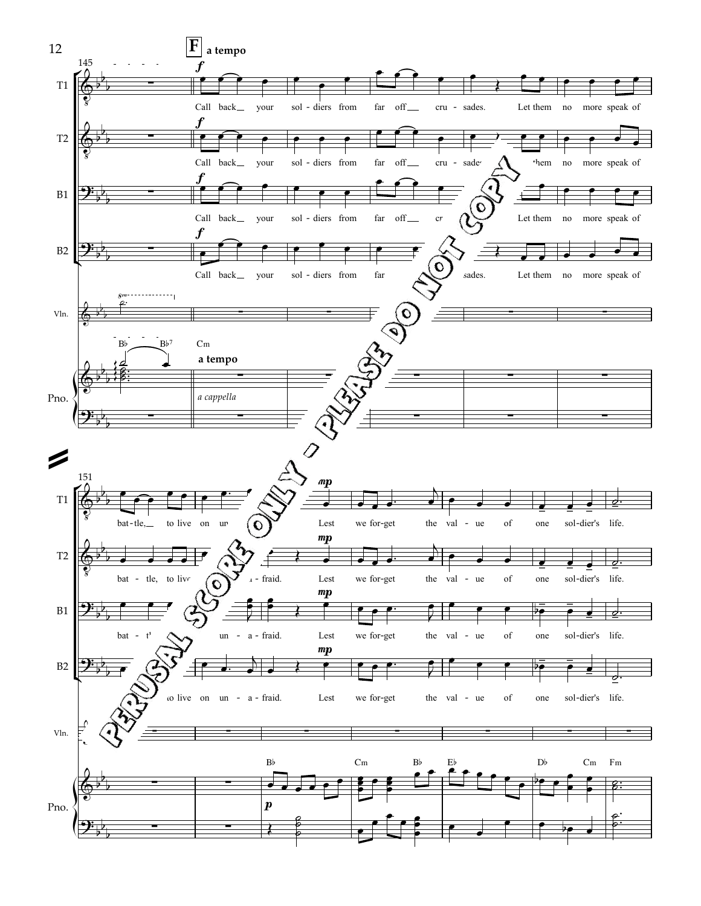**F** **a tempo**

145

T1: Call back your sol - diers from far off cru - sades. Let them no more speak of bat - tle, to live on un- ... Lest we for-get the val - ue of one sol-dier's life.

T2: Call back your sol - diers from far off cru - sades. Let them no more speak of bat - tle, to live ... a - fraid. Lest we for-get the val - ue of one sol-dier's life.

B1: Call back your sol - diers from far off cru- ... Let them no more speak of bat - t' ... un - a - fraid. Lest we for-get the val - ue of one sol-dier's life.

B2: Call back your sol - diers from far ... sades. Let them no more speak of ... to live on un - a - fraid. Lest we for-get the val - ue of one sol-dier's life.

Pno.: B♭ B♭7 Cm *a tempo* *a cappella*

151

B♭ Cm B♭ E♭ D♭ Cm Fm

PERUSAL SCORE ONLY - PLEASE DO NOT COPY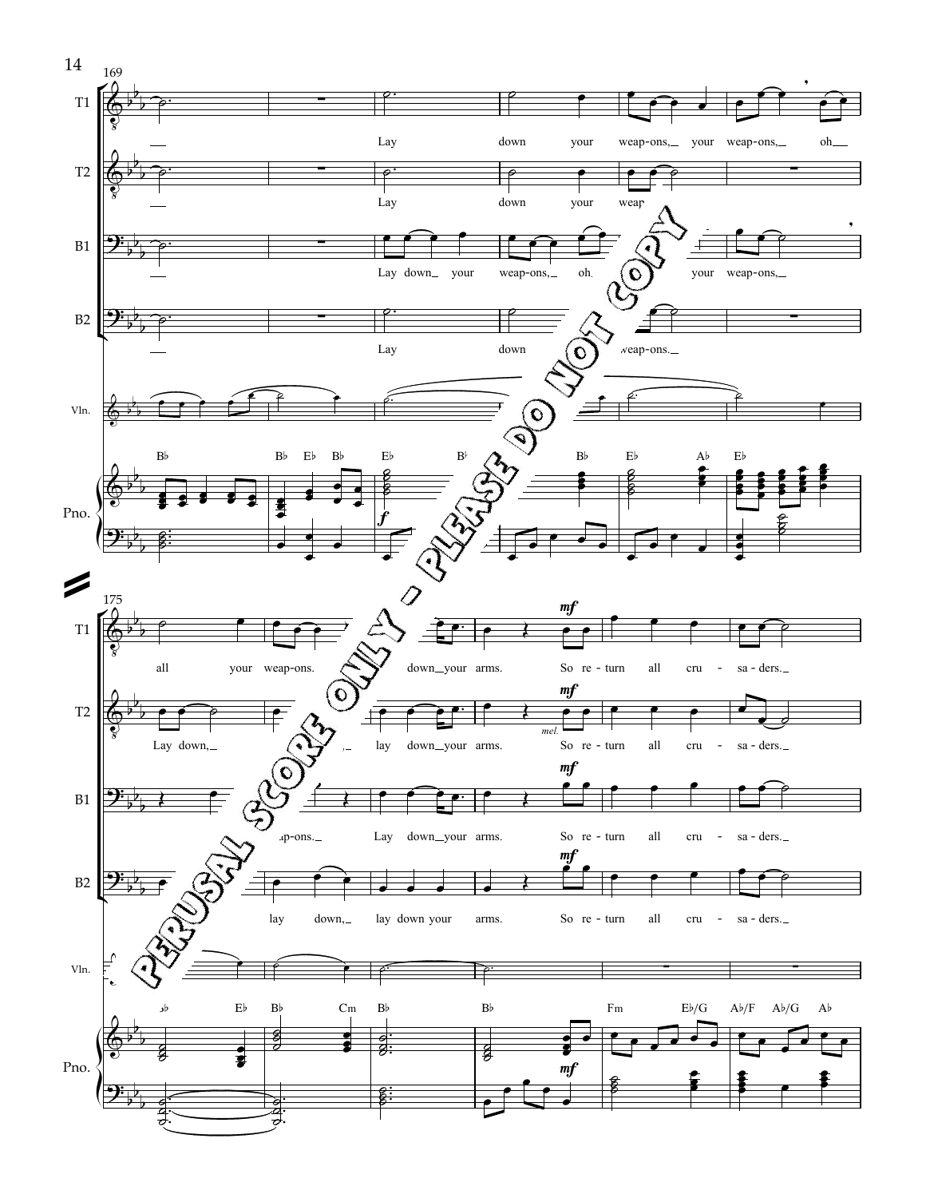169

T1

Lay down your weap-ons, your weap-ons, oh

T2

Lay down your weap

B1

Lay down your weap-ons, oh your weap-ons,

B2

Lay down weap-ons.

Vln.

Pno.

B♭ B♭ E♭ B♭ E♭ B♭ B♭ E♭ A♭ E♭

*f*

PERUSAL SCORE ONLY - PLEASE DO NOT COPY

175

T1

all your weap-ons. down your arms. So re-turn all cru-sa-ders.

*mf*

T2

Lay down, lay down your arms. So re-turn all cru-sa-ders.

*mf*

*mel.*

B1

ap-ons. Lay down your arms. So re-turn all cru-sa-ders.

*mf*

B2

lay down, lay down your arms. So re-turn all cru-sa-ders.

*mf*

Vln.

Pno.

B♭ E♭ B♭ Cm B♭ B♭ Fm E♭/G A♭/F A♭/G A♭

*mf*